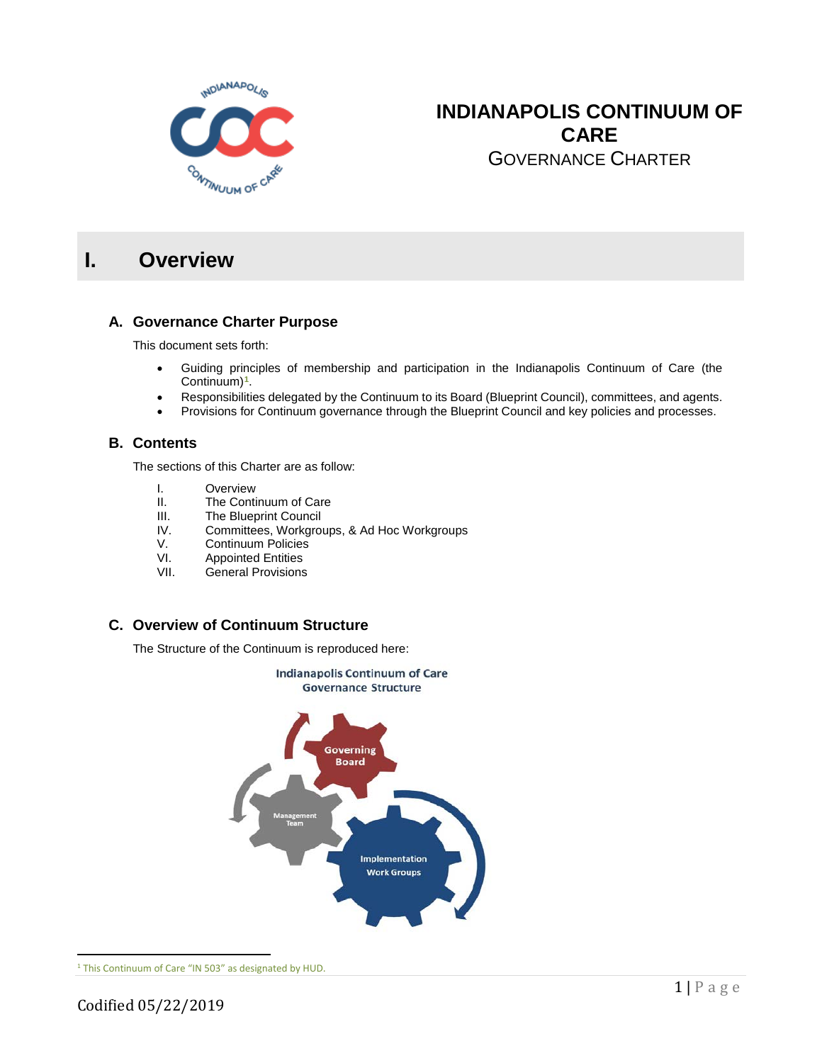# INDIANAPOLIS CONTINUUM OF CARE

GOVERNANCE CHARTER

## I. Overview

### A. Governance Charter Purpose

This document sets forth:

- Guiding principles of membership and participation in the Indianapolis Continuum of Care (the Continuum)[1].
- Responsibilities delegated by the Continuum to its Board (Blueprint Council), committees, and agents.
- Provisions for Continuum governance through the Blueprint Council and key policies and processes.

### B. Contents

The sections of this Charter are as follow:

I. Overview
II. The Continuum of Care
III. The Blueprint Council
IV. Committees, Workgroups, & Ad Hoc Workgroups
V. Continuum Policies
VI. Appointed Entities
VII. General Provisions

### C. Overview of Continuum Structure

The Structure of the Continuum is reproduced here:

Indianapolis Continuum of Care
Governance Structure

Governing Board

Management Team

Implementation Work Groups

[1] This Continuum of Care "IN 503" as designated by HUD.

Codified 05/22/2019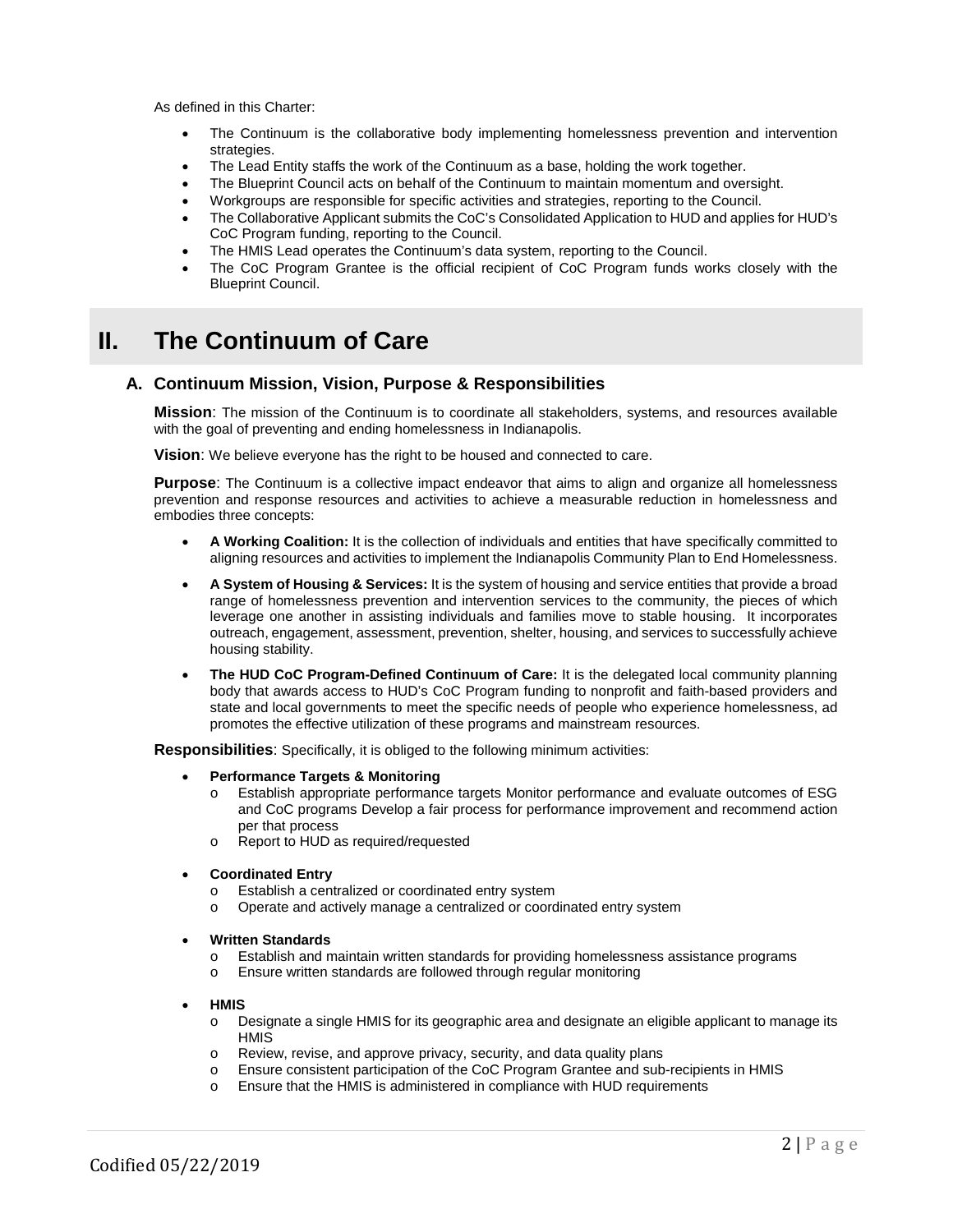As defined in this Charter:

- The Continuum is the collaborative body implementing homelessness prevention and intervention strategies.
- The Lead Entity staffs the work of the Continuum as a base, holding the work together.
- The Blueprint Council acts on behalf of the Continuum to maintain momentum and oversight.
- Workgroups are responsible for specific activities and strategies, reporting to the Council.
- The Collaborative Applicant submits the CoC's Consolidated Application to HUD and applies for HUD's CoC Program funding, reporting to the Council.
- The HMIS Lead operates the Continuum's data system, reporting to the Council.
- The CoC Program Grantee is the official recipient of CoC Program funds works closely with the Blueprint Council.

# II. The Continuum of Care

## A. Continuum Mission, Vision, Purpose & Responsibilities

**Mission**: The mission of the Continuum is to coordinate all stakeholders, systems, and resources available with the goal of preventing and ending homelessness in Indianapolis.

**Vision**: We believe everyone has the right to be housed and connected to care.

**Purpose**: The Continuum is a collective impact endeavor that aims to align and organize all homelessness prevention and response resources and activities to achieve a measurable reduction in homelessness and embodies three concepts:

- **A Working Coalition:** It is the collection of individuals and entities that have specifically committed to aligning resources and activities to implement the Indianapolis Community Plan to End Homelessness.
- **A System of Housing & Services:** It is the system of housing and service entities that provide a broad range of homelessness prevention and intervention services to the community, the pieces of which leverage one another in assisting individuals and families move to stable housing. It incorporates outreach, engagement, assessment, prevention, shelter, housing, and services to successfully achieve housing stability.
- **The HUD CoC Program-Defined Continuum of Care:** It is the delegated local community planning body that awards access to HUD's CoC Program funding to nonprofit and faith-based providers and state and local governments to meet the specific needs of people who experience homelessness, ad promotes the effective utilization of these programs and mainstream resources.

**Responsibilities**: Specifically, it is obliged to the following minimum activities:

- **Performance Targets & Monitoring**
  - Establish appropriate performance targets Monitor performance and evaluate outcomes of ESG and CoC programs Develop a fair process for performance improvement and recommend action per that process
  - Report to HUD as required/requested
- **Coordinated Entry**
  - Establish a centralized or coordinated entry system
  - Operate and actively manage a centralized or coordinated entry system
- **Written Standards**
  - Establish and maintain written standards for providing homelessness assistance programs
  - Ensure written standards are followed through regular monitoring
- **HMIS**
  - Designate a single HMIS for its geographic area and designate an eligible applicant to manage its HMIS
  - Review, revise, and approve privacy, security, and data quality plans
  - Ensure consistent participation of the CoC Program Grantee and sub-recipients in HMIS
  - Ensure that the HMIS is administered in compliance with HUD requirements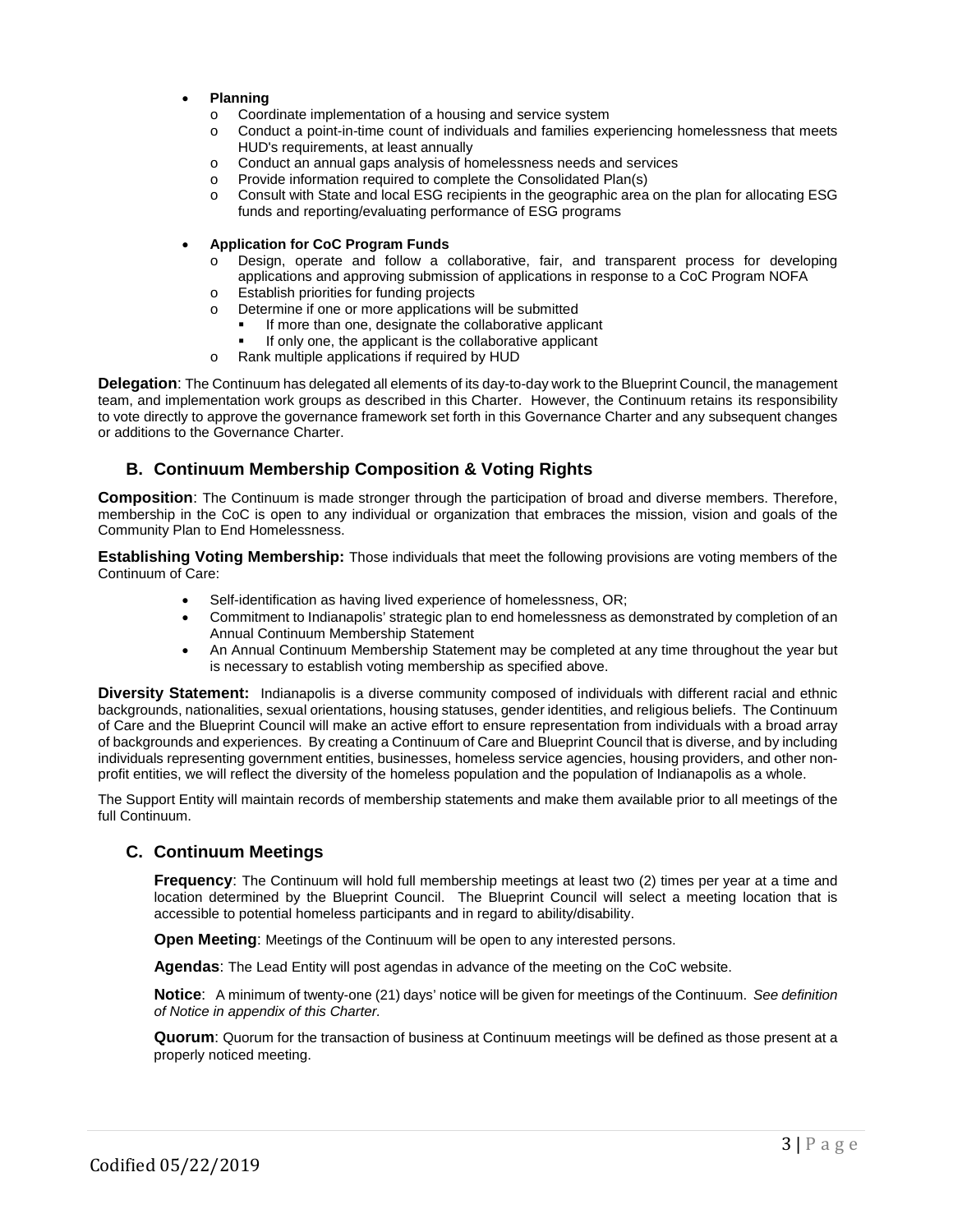- **Planning**
  - Coordinate implementation of a housing and service system
  - Conduct a point-in-time count of individuals and families experiencing homelessness that meets HUD's requirements, at least annually
  - Conduct an annual gaps analysis of homelessness needs and services
  - Provide information required to complete the Consolidated Plan(s)
  - Consult with State and local ESG recipients in the geographic area on the plan for allocating ESG funds and reporting/evaluating performance of ESG programs

- **Application for CoC Program Funds**
  - Design, operate and follow a collaborative, fair, and transparent process for developing applications and approving submission of applications in response to a CoC Program NOFA
  - Establish priorities for funding projects
  - Determine if one or more applications will be submitted
    - If more than one, designate the collaborative applicant
    - If only one, the applicant is the collaborative applicant
  - Rank multiple applications if required by HUD

**Delegation**: The Continuum has delegated all elements of its day-to-day work to the Blueprint Council, the management team, and implementation work groups as described in this Charter. However, the Continuum retains its responsibility to vote directly to approve the governance framework set forth in this Governance Charter and any subsequent changes or additions to the Governance Charter.

## B. Continuum Membership Composition & Voting Rights

**Composition**: The Continuum is made stronger through the participation of broad and diverse members. Therefore, membership in the CoC is open to any individual or organization that embraces the mission, vision and goals of the Community Plan to End Homelessness.

**Establishing Voting Membership:** Those individuals that meet the following provisions are voting members of the Continuum of Care:

- Self-identification as having lived experience of homelessness, OR;
- Commitment to Indianapolis' strategic plan to end homelessness as demonstrated by completion of an Annual Continuum Membership Statement
- An Annual Continuum Membership Statement may be completed at any time throughout the year but is necessary to establish voting membership as specified above.

**Diversity Statement:** Indianapolis is a diverse community composed of individuals with different racial and ethnic backgrounds, nationalities, sexual orientations, housing statuses, gender identities, and religious beliefs. The Continuum of Care and the Blueprint Council will make an active effort to ensure representation from individuals with a broad array of backgrounds and experiences. By creating a Continuum of Care and Blueprint Council that is diverse, and by including individuals representing government entities, businesses, homeless service agencies, housing providers, and other non-profit entities, we will reflect the diversity of the homeless population and the population of Indianapolis as a whole.

The Support Entity will maintain records of membership statements and make them available prior to all meetings of the full Continuum.

## C. Continuum Meetings

**Frequency**: The Continuum will hold full membership meetings at least two (2) times per year at a time and location determined by the Blueprint Council. The Blueprint Council will select a meeting location that is accessible to potential homeless participants and in regard to ability/disability.

**Open Meeting**: Meetings of the Continuum will be open to any interested persons.

**Agendas**: The Lead Entity will post agendas in advance of the meeting on the CoC website.

**Notice**: A minimum of twenty-one (21) days' notice will be given for meetings of the Continuum. *See definition of Notice in appendix of this Charter.*

**Quorum**: Quorum for the transaction of business at Continuum meetings will be defined as those present at a properly noticed meeting.

Codified 05/22/2019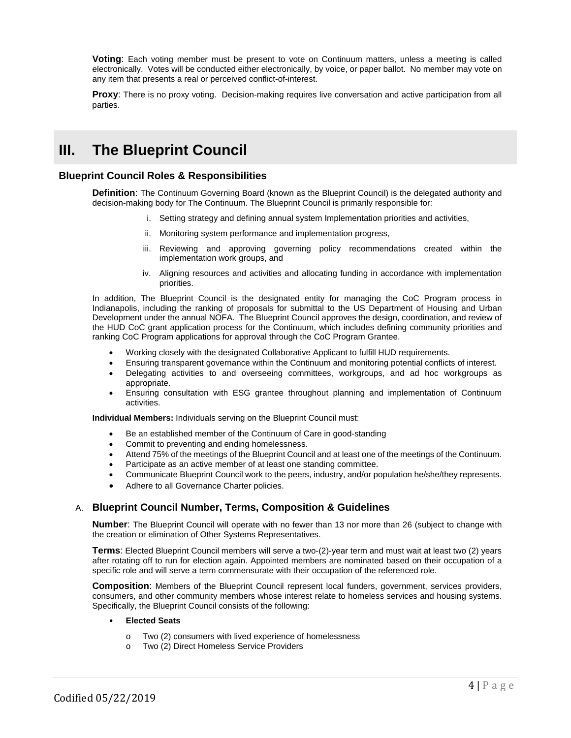**Voting**: Each voting member must be present to vote on Continuum matters, unless a meeting is called electronically. Votes will be conducted either electronically, by voice, or paper ballot. No member may vote on any item that presents a real or perceived conflict-of-interest.

**Proxy**: There is no proxy voting. Decision-making requires live conversation and active participation from all parties.

# III. The Blueprint Council

## Blueprint Council Roles & Responsibilities

**Definition**: The Continuum Governing Board (known as the Blueprint Council) is the delegated authority and decision-making body for The Continuum. The Blueprint Council is primarily responsible for:

i. Setting strategy and defining annual system Implementation priorities and activities,

ii. Monitoring system performance and implementation progress,

iii. Reviewing and approving governing policy recommendations created within the implementation work groups, and

iv. Aligning resources and activities and allocating funding in accordance with implementation priorities.

In addition, The Blueprint Council is the designated entity for managing the CoC Program process in Indianapolis, including the ranking of proposals for submittal to the US Department of Housing and Urban Development under the annual NOFA. The Blueprint Council approves the design, coordination, and review of the HUD CoC grant application process for the Continuum, which includes defining community priorities and ranking CoC Program applications for approval through the CoC Program Grantee.

- Working closely with the designated Collaborative Applicant to fulfill HUD requirements.
- Ensuring transparent governance within the Continuum and monitoring potential conflicts of interest.
- Delegating activities to and overseeing committees, workgroups, and ad hoc workgroups as appropriate.
- Ensuring consultation with ESG grantee throughout planning and implementation of Continuum activities.

**Individual Members:** Individuals serving on the Blueprint Council must:

- Be an established member of the Continuum of Care in good-standing
- Commit to preventing and ending homelessness.
- Attend 75% of the meetings of the Blueprint Council and at least one of the meetings of the Continuum.
- Participate as an active member of at least one standing committee.
- Communicate Blueprint Council work to the peers, industry, and/or population he/she/they represents.
- Adhere to all Governance Charter policies.

### A. Blueprint Council Number, Terms, Composition & Guidelines

**Number**: The Blueprint Council will operate with no fewer than 13 nor more than 26 (subject to change with the creation or elimination of Other Systems Representatives.

**Terms**: Elected Blueprint Council members will serve a two-(2)-year term and must wait at least two (2) years after rotating off to run for election again. Appointed members are nominated based on their occupation of a specific role and will serve a term commensurate with their occupation of the referenced role.

**Composition**: Members of the Blueprint Council represent local funders, government, services providers, consumers, and other community members whose interest relate to homeless services and housing systems. Specifically, the Blueprint Council consists of the following:

- **Elected Seats**
  - Two (2) consumers with lived experience of homelessness
  - Two (2) Direct Homeless Service Providers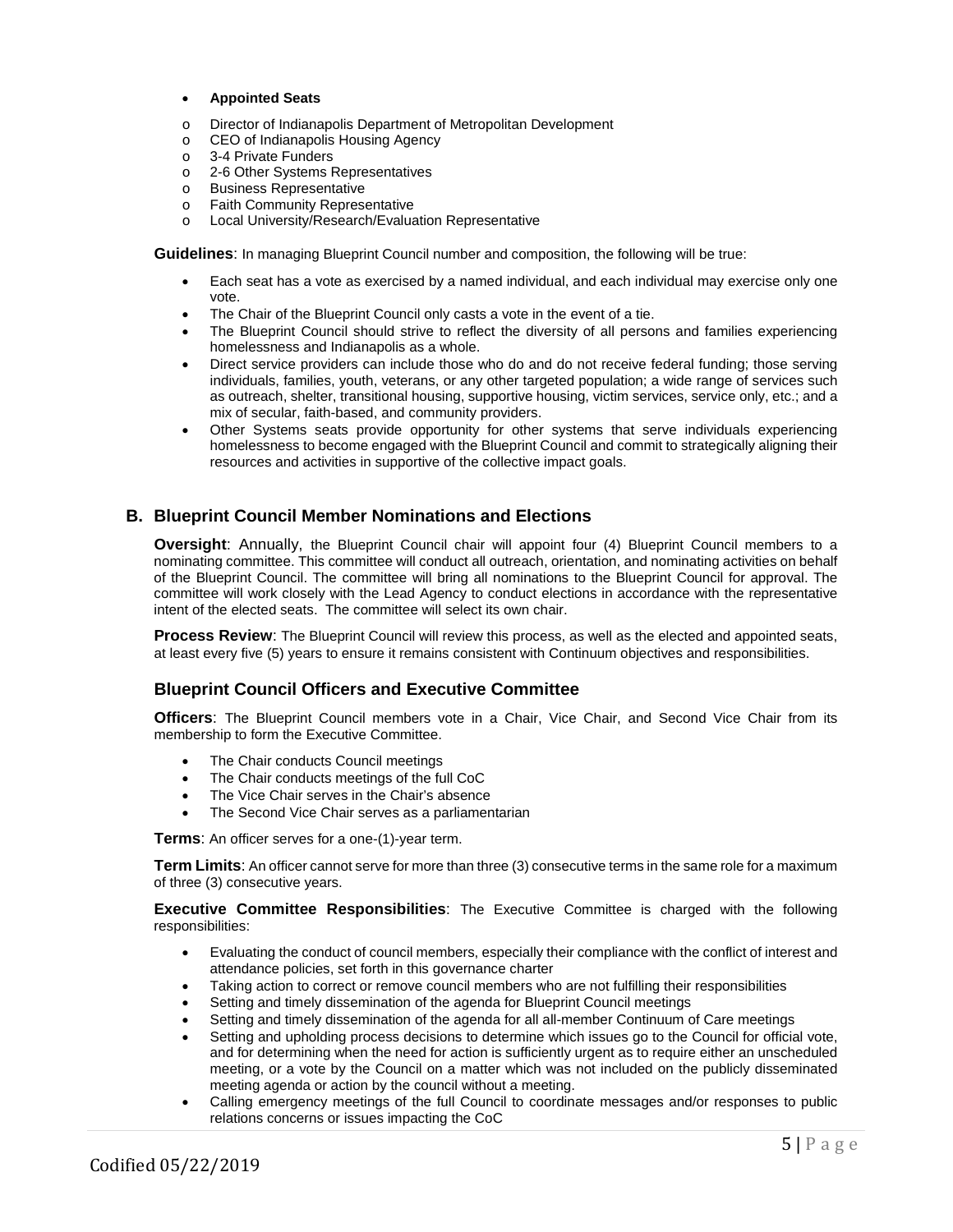- **Appointed Seats**
    - Director of Indianapolis Department of Metropolitan Development
    - CEO of Indianapolis Housing Agency
    - 3-4 Private Funders
    - 2-6 Other Systems Representatives
    - Business Representative
    - Faith Community Representative
    - Local University/Research/Evaluation Representative

**Guidelines**: In managing Blueprint Council number and composition, the following will be true:

- Each seat has a vote as exercised by a named individual, and each individual may exercise only one vote.
- The Chair of the Blueprint Council only casts a vote in the event of a tie.
- The Blueprint Council should strive to reflect the diversity of all persons and families experiencing homelessness and Indianapolis as a whole.
- Direct service providers can include those who do and do not receive federal funding; those serving individuals, families, youth, veterans, or any other targeted population; a wide range of services such as outreach, shelter, transitional housing, supportive housing, victim services, service only, etc.; and a mix of secular, faith-based, and community providers.
- Other Systems seats provide opportunity for other systems that serve individuals experiencing homelessness to become engaged with the Blueprint Council and commit to strategically aligning their resources and activities in supportive of the collective impact goals.

## B. Blueprint Council Member Nominations and Elections

**Oversight**: Annually, the Blueprint Council chair will appoint four (4) Blueprint Council members to a nominating committee. This committee will conduct all outreach, orientation, and nominating activities on behalf of the Blueprint Council. The committee will bring all nominations to the Blueprint Council for approval. The committee will work closely with the Lead Agency to conduct elections in accordance with the representative intent of the elected seats. The committee will select its own chair.

**Process Review**: The Blueprint Council will review this process, as well as the elected and appointed seats, at least every five (5) years to ensure it remains consistent with Continuum objectives and responsibilities.

## Blueprint Council Officers and Executive Committee

**Officers**: The Blueprint Council members vote in a Chair, Vice Chair, and Second Vice Chair from its membership to form the Executive Committee.

- The Chair conducts Council meetings
- The Chair conducts meetings of the full CoC
- The Vice Chair serves in the Chair's absence
- The Second Vice Chair serves as a parliamentarian

**Terms**: An officer serves for a one-(1)-year term.

**Term Limits**: An officer cannot serve for more than three (3) consecutive terms in the same role for a maximum of three (3) consecutive years.

**Executive Committee Responsibilities**: The Executive Committee is charged with the following responsibilities:

- Evaluating the conduct of council members, especially their compliance with the conflict of interest and attendance policies, set forth in this governance charter
- Taking action to correct or remove council members who are not fulfilling their responsibilities
- Setting and timely dissemination of the agenda for Blueprint Council meetings
- Setting and timely dissemination of the agenda for all all-member Continuum of Care meetings
- Setting and upholding process decisions to determine which issues go to the Council for official vote, and for determining when the need for action is sufficiently urgent as to require either an unscheduled meeting, or a vote by the Council on a matter which was not included on the publicly disseminated meeting agenda or action by the council without a meeting.
- Calling emergency meetings of the full Council to coordinate messages and/or responses to public relations concerns or issues impacting the CoC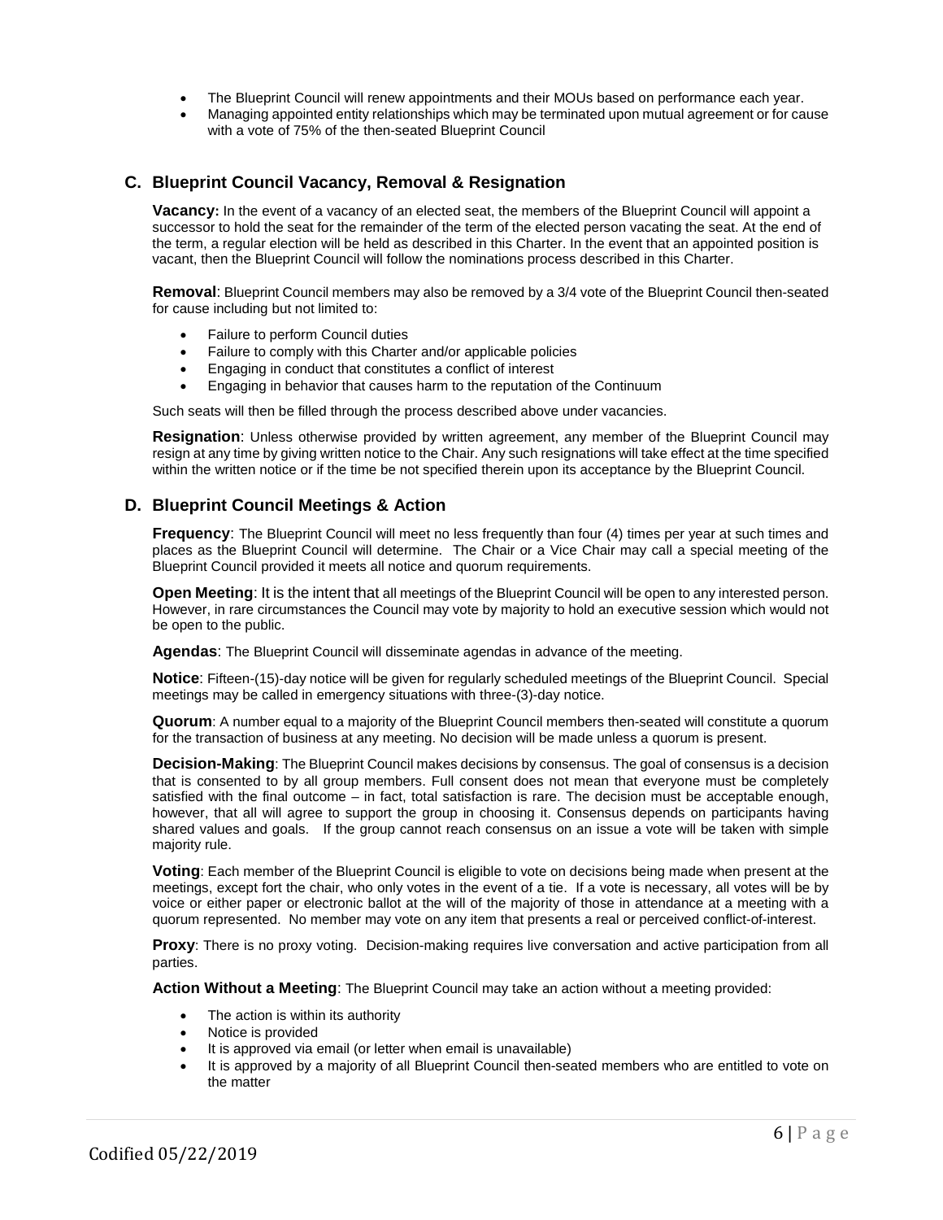- The Blueprint Council will renew appointments and their MOUs based on performance each year.
- Managing appointed entity relationships which may be terminated upon mutual agreement or for cause with a vote of 75% of the then-seated Blueprint Council

## C. Blueprint Council Vacancy, Removal & Resignation

**Vacancy:** In the event of a vacancy of an elected seat, the members of the Blueprint Council will appoint a successor to hold the seat for the remainder of the term of the elected person vacating the seat. At the end of the term, a regular election will be held as described in this Charter. In the event that an appointed position is vacant, then the Blueprint Council will follow the nominations process described in this Charter.

**Removal**: Blueprint Council members may also be removed by a 3/4 vote of the Blueprint Council then-seated for cause including but not limited to:

- Failure to perform Council duties
- Failure to comply with this Charter and/or applicable policies
- Engaging in conduct that constitutes a conflict of interest
- Engaging in behavior that causes harm to the reputation of the Continuum

Such seats will then be filled through the process described above under vacancies.

**Resignation**: Unless otherwise provided by written agreement, any member of the Blueprint Council may resign at any time by giving written notice to the Chair. Any such resignations will take effect at the time specified within the written notice or if the time be not specified therein upon its acceptance by the Blueprint Council.

## D. Blueprint Council Meetings & Action

**Frequency**: The Blueprint Council will meet no less frequently than four (4) times per year at such times and places as the Blueprint Council will determine. The Chair or a Vice Chair may call a special meeting of the Blueprint Council provided it meets all notice and quorum requirements.

**Open Meeting**: It is the intent that all meetings of the Blueprint Council will be open to any interested person. However, in rare circumstances the Council may vote by majority to hold an executive session which would not be open to the public.

**Agendas**: The Blueprint Council will disseminate agendas in advance of the meeting.

**Notice**: Fifteen-(15)-day notice will be given for regularly scheduled meetings of the Blueprint Council. Special meetings may be called in emergency situations with three-(3)-day notice.

**Quorum**: A number equal to a majority of the Blueprint Council members then-seated will constitute a quorum for the transaction of business at any meeting. No decision will be made unless a quorum is present.

**Decision-Making**: The Blueprint Council makes decisions by consensus. The goal of consensus is a decision that is consented to by all group members. Full consent does not mean that everyone must be completely satisfied with the final outcome – in fact, total satisfaction is rare. The decision must be acceptable enough, however, that all will agree to support the group in choosing it. Consensus depends on participants having shared values and goals. If the group cannot reach consensus on an issue a vote will be taken with simple majority rule.

**Voting**: Each member of the Blueprint Council is eligible to vote on decisions being made when present at the meetings, except fort the chair, who only votes in the event of a tie. If a vote is necessary, all votes will be by voice or either paper or electronic ballot at the will of the majority of those in attendance at a meeting with a quorum represented. No member may vote on any item that presents a real or perceived conflict-of-interest.

**Proxy**: There is no proxy voting. Decision-making requires live conversation and active participation from all parties.

**Action Without a Meeting**: The Blueprint Council may take an action without a meeting provided:

- The action is within its authority
- Notice is provided
- It is approved via email (or letter when email is unavailable)
- It is approved by a majority of all Blueprint Council then-seated members who are entitled to vote on the matter

Codified 05/22/2019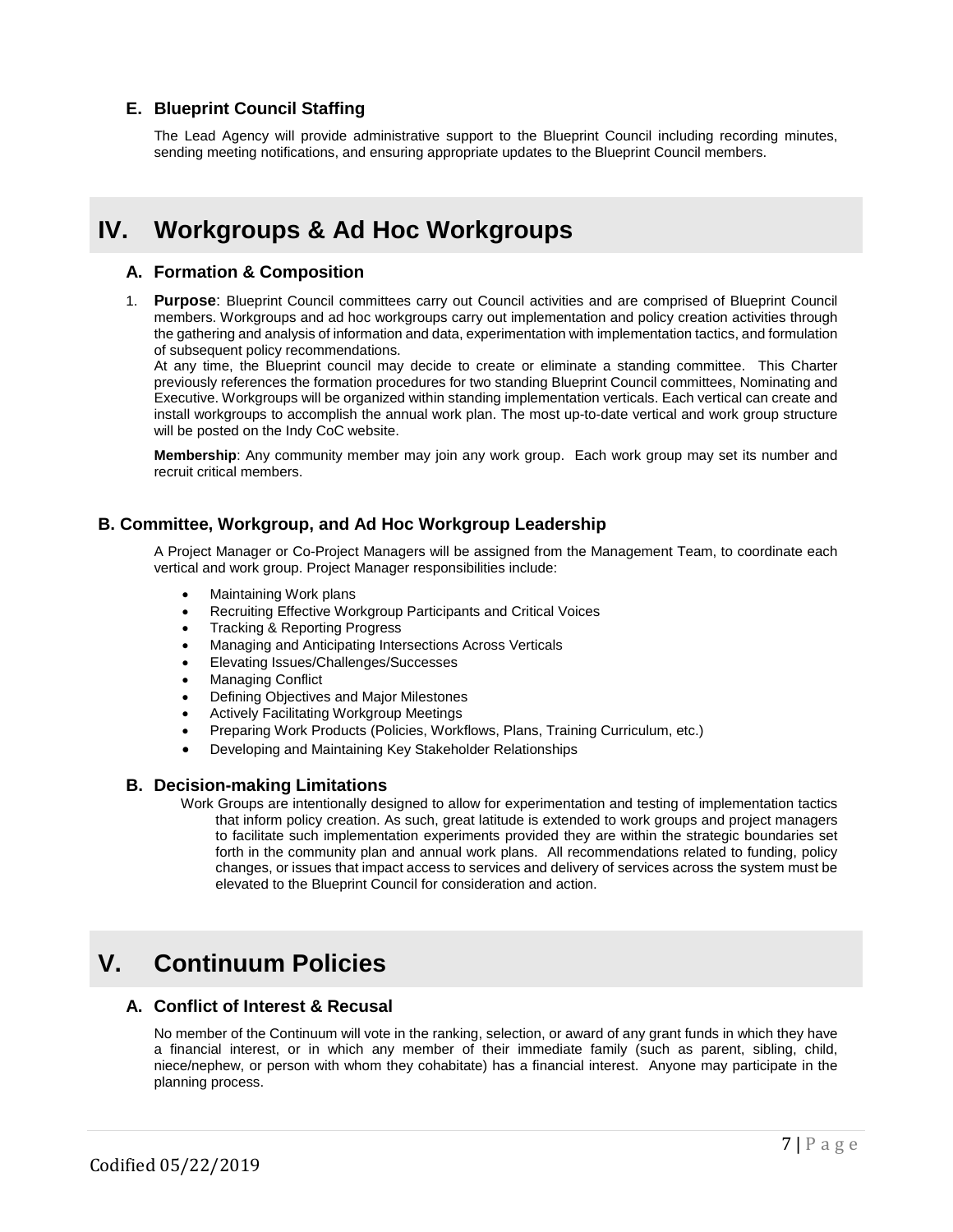### E. Blueprint Council Staffing

The Lead Agency will provide administrative support to the Blueprint Council including recording minutes, sending meeting notifications, and ensuring appropriate updates to the Blueprint Council members.

## IV. Workgroups & Ad Hoc Workgroups

### A. Formation & Composition

1. **Purpose**: Blueprint Council committees carry out Council activities and are comprised of Blueprint Council members. Workgroups and ad hoc workgroups carry out implementation and policy creation activities through the gathering and analysis of information and data, experimentation with implementation tactics, and formulation of subsequent policy recommendations.
   At any time, the Blueprint council may decide to create or eliminate a standing committee. This Charter previously references the formation procedures for two standing Blueprint Council committees, Nominating and Executive. Workgroups will be organized within standing implementation verticals. Each vertical can create and install workgroups to accomplish the annual work plan. The most up-to-date vertical and work group structure will be posted on the Indy CoC website.

   **Membership**: Any community member may join any work group. Each work group may set its number and recruit critical members.

### B. Committee, Workgroup, and Ad Hoc Workgroup Leadership

A Project Manager or Co-Project Managers will be assigned from the Management Team, to coordinate each vertical and work group. Project Manager responsibilities include:

- Maintaining Work plans
- Recruiting Effective Workgroup Participants and Critical Voices
- Tracking & Reporting Progress
- Managing and Anticipating Intersections Across Verticals
- Elevating Issues/Challenges/Successes
- Managing Conflict
- Defining Objectives and Major Milestones
- Actively Facilitating Workgroup Meetings
- Preparing Work Products (Policies, Workflows, Plans, Training Curriculum, etc.)
- Developing and Maintaining Key Stakeholder Relationships

### B. Decision-making Limitations

Work Groups are intentionally designed to allow for experimentation and testing of implementation tactics that inform policy creation. As such, great latitude is extended to work groups and project managers to facilitate such implementation experiments provided they are within the strategic boundaries set forth in the community plan and annual work plans. All recommendations related to funding, policy changes, or issues that impact access to services and delivery of services across the system must be elevated to the Blueprint Council for consideration and action.

## V. Continuum Policies

### A. Conflict of Interest & Recusal

No member of the Continuum will vote in the ranking, selection, or award of any grant funds in which they have a financial interest, or in which any member of their immediate family (such as parent, sibling, child, niece/nephew, or person with whom they cohabitate) has a financial interest. Anyone may participate in the planning process.

Codified 05/22/2019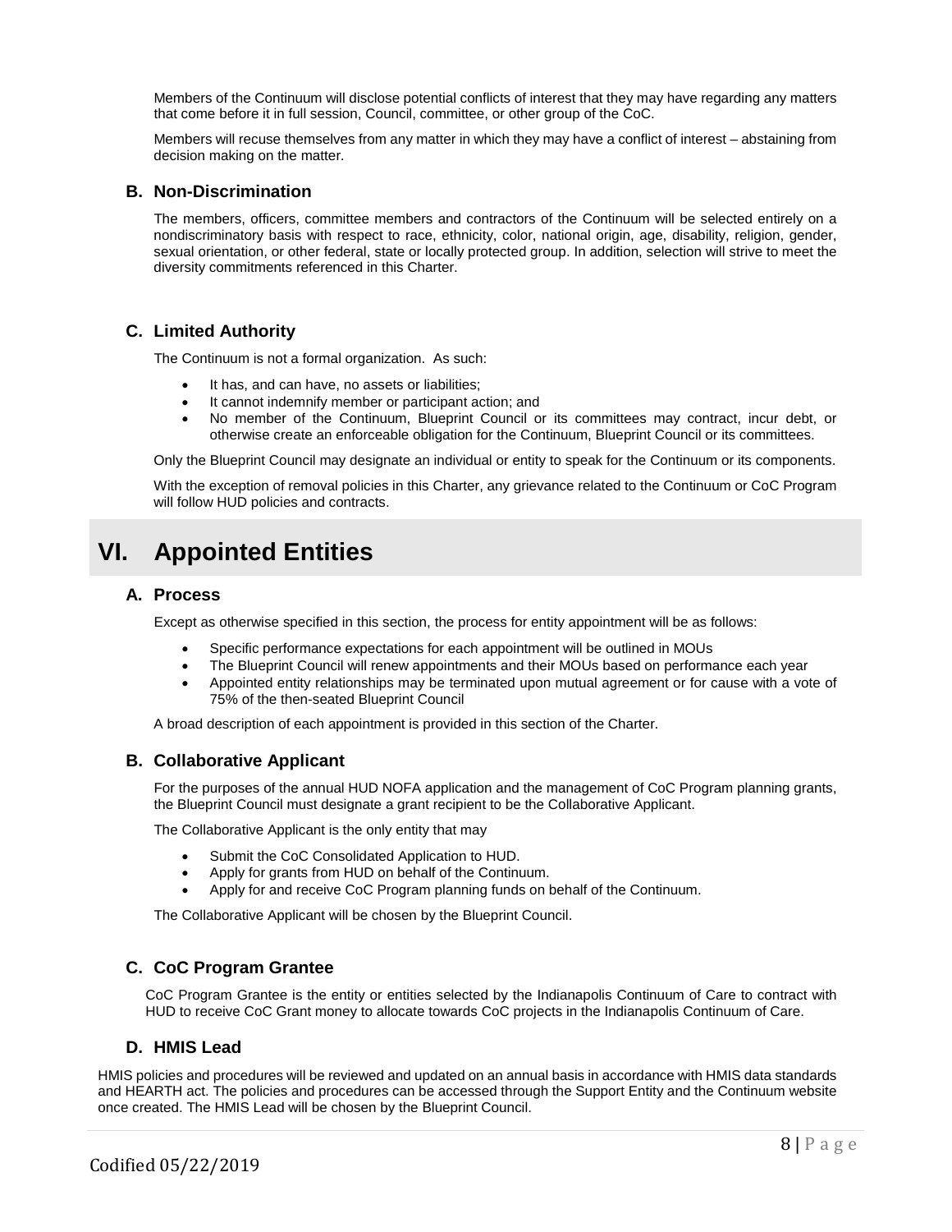Members of the Continuum will disclose potential conflicts of interest that they may have regarding any matters that come before it in full session, Council, committee, or other group of the CoC.

Members will recuse themselves from any matter in which they may have a conflict of interest – abstaining from decision making on the matter.

### B. Non-Discrimination

The members, officers, committee members and contractors of the Continuum will be selected entirely on a nondiscriminatory basis with respect to race, ethnicity, color, national origin, age, disability, religion, gender, sexual orientation, or other federal, state or locally protected group. In addition, selection will strive to meet the diversity commitments referenced in this Charter.

### C. Limited Authority

The Continuum is not a formal organization. As such:

- It has, and can have, no assets or liabilities;
- It cannot indemnify member or participant action; and
- No member of the Continuum, Blueprint Council or its committees may contract, incur debt, or otherwise create an enforceable obligation for the Continuum, Blueprint Council or its committees.

Only the Blueprint Council may designate an individual or entity to speak for the Continuum or its components.

With the exception of removal policies in this Charter, any grievance related to the Continuum or CoC Program will follow HUD policies and contracts.

## VI. Appointed Entities

### A. Process

Except as otherwise specified in this section, the process for entity appointment will be as follows:

- Specific performance expectations for each appointment will be outlined in MOUs
- The Blueprint Council will renew appointments and their MOUs based on performance each year
- Appointed entity relationships may be terminated upon mutual agreement or for cause with a vote of 75% of the then-seated Blueprint Council

A broad description of each appointment is provided in this section of the Charter.

### B. Collaborative Applicant

For the purposes of the annual HUD NOFA application and the management of CoC Program planning grants, the Blueprint Council must designate a grant recipient to be the Collaborative Applicant.

The Collaborative Applicant is the only entity that may

- Submit the CoC Consolidated Application to HUD.
- Apply for grants from HUD on behalf of the Continuum.
- Apply for and receive CoC Program planning funds on behalf of the Continuum.

The Collaborative Applicant will be chosen by the Blueprint Council.

### C. CoC Program Grantee

CoC Program Grantee is the entity or entities selected by the Indianapolis Continuum of Care to contract with HUD to receive CoC Grant money to allocate towards CoC projects in the Indianapolis Continuum of Care.

### D. HMIS Lead

HMIS policies and procedures will be reviewed and updated on an annual basis in accordance with HMIS data standards and HEARTH act. The policies and procedures can be accessed through the Support Entity and the Continuum website once created. The HMIS Lead will be chosen by the Blueprint Council.

Codified 05/22/2019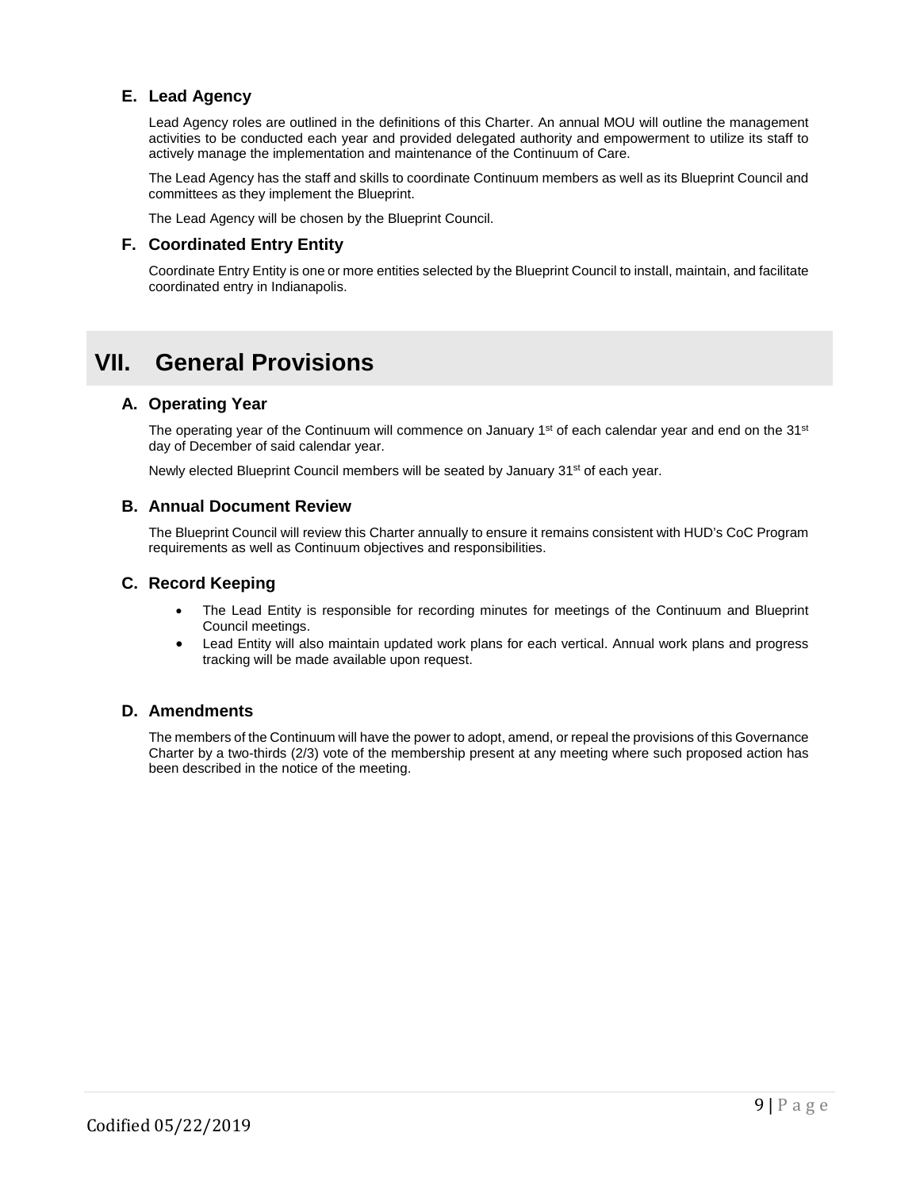### E. Lead Agency

Lead Agency roles are outlined in the definitions of this Charter. An annual MOU will outline the management activities to be conducted each year and provided delegated authority and empowerment to utilize its staff to actively manage the implementation and maintenance of the Continuum of Care.

The Lead Agency has the staff and skills to coordinate Continuum members as well as its Blueprint Council and committees as they implement the Blueprint.

The Lead Agency will be chosen by the Blueprint Council.

### F. Coordinated Entry Entity

Coordinate Entry Entity is one or more entities selected by the Blueprint Council to install, maintain, and facilitate coordinated entry in Indianapolis.

## VII. General Provisions

### A. Operating Year

The operating year of the Continuum will commence on January 1st of each calendar year and end on the 31st day of December of said calendar year.

Newly elected Blueprint Council members will be seated by January 31st of each year.

### B. Annual Document Review

The Blueprint Council will review this Charter annually to ensure it remains consistent with HUD's CoC Program requirements as well as Continuum objectives and responsibilities.

### C. Record Keeping

- The Lead Entity is responsible for recording minutes for meetings of the Continuum and Blueprint Council meetings.
- Lead Entity will also maintain updated work plans for each vertical. Annual work plans and progress tracking will be made available upon request.

### D. Amendments

The members of the Continuum will have the power to adopt, amend, or repeal the provisions of this Governance Charter by a two-thirds (2/3) vote of the membership present at any meeting where such proposed action has been described in the notice of the meeting.

Codified 05/22/2019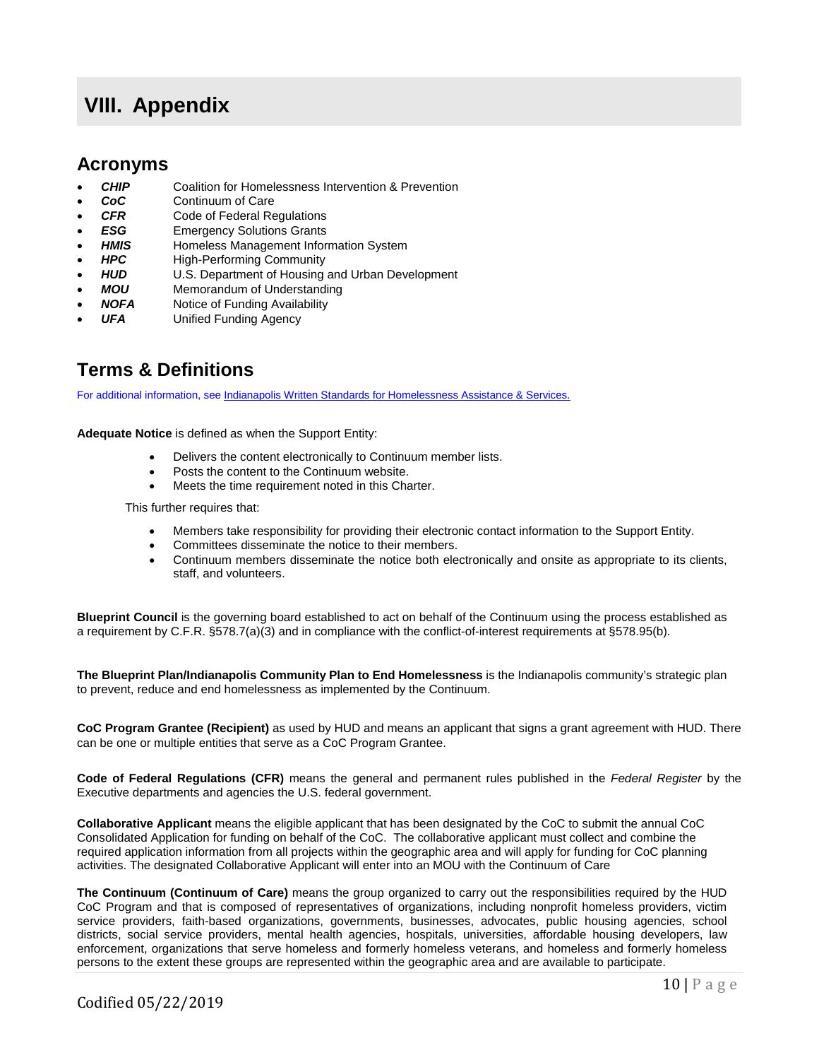# VIII. Appendix

## Acronyms

- ***CHIP*** Coalition for Homelessness Intervention & Prevention
- ***CoC*** Continuum of Care
- ***CFR*** Code of Federal Regulations
- ***ESG*** Emergency Solutions Grants
- ***HMIS*** Homeless Management Information System
- ***HPC*** High-Performing Community
- ***HUD*** U.S. Department of Housing and Urban Development
- ***MOU*** Memorandum of Understanding
- ***NOFA*** Notice of Funding Availability
- ***UFA*** Unified Funding Agency

## Terms & Definitions

For additional information, see [Indianapolis Written Standards for Homelessness Assistance & Services.]()

**Adequate Notice** is defined as when the Support Entity:

- Delivers the content electronically to Continuum member lists.
- Posts the content to the Continuum website.
- Meets the time requirement noted in this Charter.

This further requires that:

- Members take responsibility for providing their electronic contact information to the Support Entity.
- Committees disseminate the notice to their members.
- Continuum members disseminate the notice both electronically and onsite as appropriate to its clients, staff, and volunteers.

**Blueprint Council** is the governing board established to act on behalf of the Continuum using the process established as a requirement by C.F.R. §578.7(a)(3) and in compliance with the conflict-of-interest requirements at §578.95(b).

**The Blueprint Plan/Indianapolis Community Plan to End Homelessness** is the Indianapolis community's strategic plan to prevent, reduce and end homelessness as implemented by the Continuum.

**CoC Program Grantee (Recipient)** as used by HUD and means an applicant that signs a grant agreement with HUD. There can be one or multiple entities that serve as a CoC Program Grantee.

**Code of Federal Regulations (CFR)** means the general and permanent rules published in the *Federal Register* by the Executive departments and agencies the U.S. federal government.

**Collaborative Applicant** means the eligible applicant that has been designated by the CoC to submit the annual CoC Consolidated Application for funding on behalf of the CoC. The collaborative applicant must collect and combine the required application information from all projects within the geographic area and will apply for funding for CoC planning activities. The designated Collaborative Applicant will enter into an MOU with the Continuum of Care

**The Continuum (Continuum of Care)** means the group organized to carry out the responsibilities required by the HUD CoC Program and that is composed of representatives of organizations, including nonprofit homeless providers, victim service providers, faith-based organizations, governments, businesses, advocates, public housing agencies, school districts, social service providers, mental health agencies, hospitals, universities, affordable housing developers, law enforcement, organizations that serve homeless and formerly homeless veterans, and homeless and formerly homeless persons to the extent these groups are represented within the geographic area and are available to participate.

Codified 05/22/2019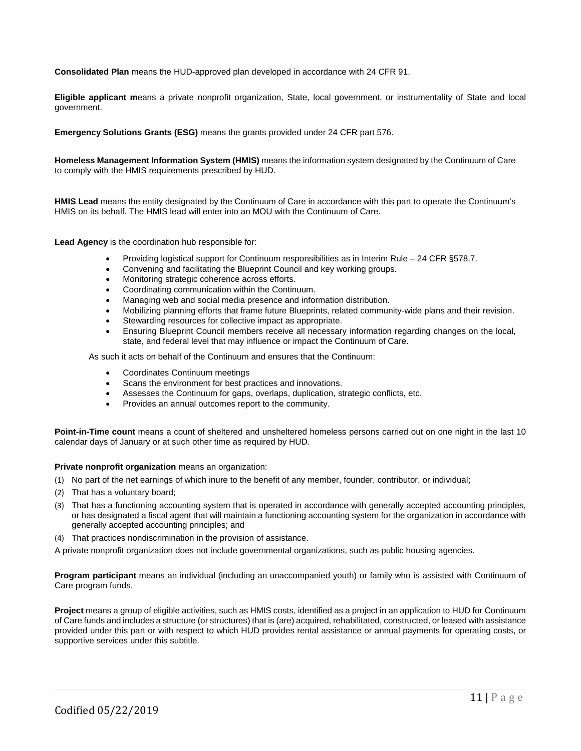**Consolidated Plan** means the HUD-approved plan developed in accordance with 24 CFR 91.

**Eligible applicant m**eans a private nonprofit organization, State, local government, or instrumentality of State and local government.

**Emergency Solutions Grants (ESG)** means the grants provided under 24 CFR part 576.

**Homeless Management Information System (HMIS)** means the information system designated by the Continuum of Care to comply with the HMIS requirements prescribed by HUD.

**HMIS Lead** means the entity designated by the Continuum of Care in accordance with this part to operate the Continuum's HMIS on its behalf. The HMIS lead will enter into an MOU with the Continuum of Care.

**Lead Agency** is the coordination hub responsible for:

- Providing logistical support for Continuum responsibilities as in Interim Rule – 24 CFR §578.7.
- Convening and facilitating the Blueprint Council and key working groups.
- Monitoring strategic coherence across efforts.
- Coordinating communication within the Continuum.
- Managing web and social media presence and information distribution.
- Mobilizing planning efforts that frame future Blueprints, related community-wide plans and their revision.
- Stewarding resources for collective impact as appropriate.
- Ensuring Blueprint Council members receive all necessary information regarding changes on the local, state, and federal level that may influence or impact the Continuum of Care.

As such it acts on behalf of the Continuum and ensures that the Continuum:

- Coordinates Continuum meetings
- Scans the environment for best practices and innovations.
- Assesses the Continuum for gaps, overlaps, duplication, strategic conflicts, etc.
- Provides an annual outcomes report to the community.

**Point-in-Time count** means a count of sheltered and unsheltered homeless persons carried out on one night in the last 10 calendar days of January or at such other time as required by HUD.

**Private nonprofit organization** means an organization:

(1) No part of the net earnings of which inure to the benefit of any member, founder, contributor, or individual;

(2) That has a voluntary board;

(3) That has a functioning accounting system that is operated in accordance with generally accepted accounting principles, or has designated a fiscal agent that will maintain a functioning accounting system for the organization in accordance with generally accepted accounting principles; and

(4) That practices nondiscrimination in the provision of assistance.

A private nonprofit organization does not include governmental organizations, such as public housing agencies.

**Program participant** means an individual (including an unaccompanied youth) or family who is assisted with Continuum of Care program funds.

**Project** means a group of eligible activities, such as HMIS costs, identified as a project in an application to HUD for Continuum of Care funds and includes a structure (or structures) that is (are) acquired, rehabilitated, constructed, or leased with assistance provided under this part or with respect to which HUD provides rental assistance or annual payments for operating costs, or supportive services under this subtitle.

Codified 05/22/2019